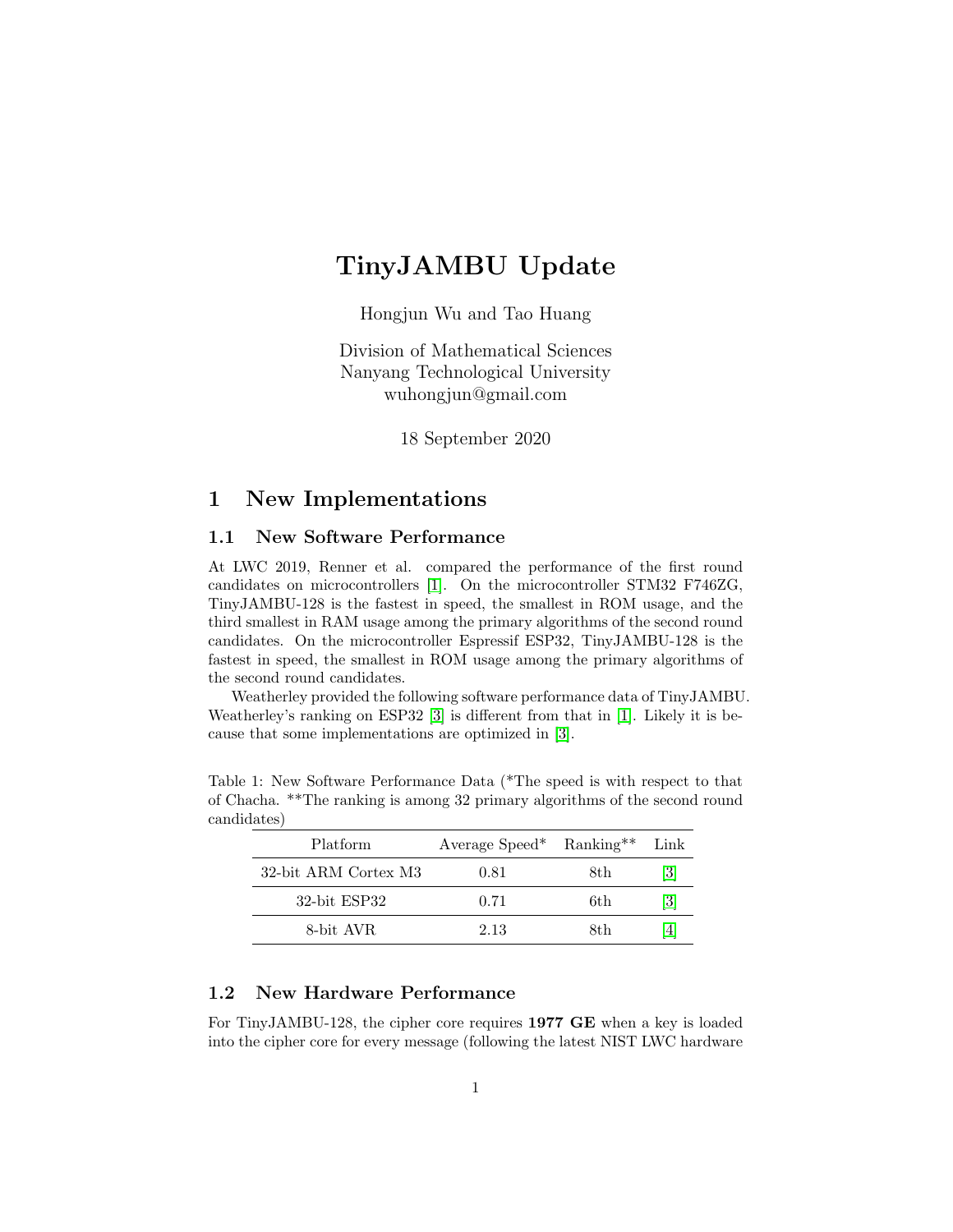// TinyJAMBU Update

Hongjun Wu and Tao Huang

Division of Mathematical Sciences
Nanyang Technological University
wuhongjun@gmail.com

18 September 2020

## 1 New Implementations

### 1.1 New Software Performance

At LWC 2019, Renner et al. compared the performance of the first round candidates on microcontrollers [1]. On the microcontroller STM32 F746ZG, TinyJAMBU-128 is the fastest in speed, the smallest in ROM usage, and the third smallest in RAM usage among the primary algorithms of the second round candidates. On the microcontroller Espressif ESP32, TinyJAMBU-128 is the fastest in speed, the smallest in ROM usage among the primary algorithms of the second round candidates.

Weatherley provided the following software performance data of TinyJAMBU. Weatherley's ranking on ESP32 [3] is different from that in [1]. Likely it is because that some implementations are optimized in [3].

Table 1: New Software Performance Data (*The speed is with respect to that of Chacha. **The ranking is among 32 primary algorithms of the second round candidates)

| Platform | Average Speed* | Ranking** | Link |
|---|---|---|---|
| 32-bit ARM Cortex M3 | 0.81 | 8th | [3] |
| 32-bit ESP32 | 0.71 | 6th | [3] |
| 8-bit AVR | 2.13 | 8th | [4] |

### 1.2 New Hardware Performance

For TinyJAMBU-128, the cipher core requires **1977 GE** when a key is loaded into the cipher core for every message (following the latest NIST LWC hardware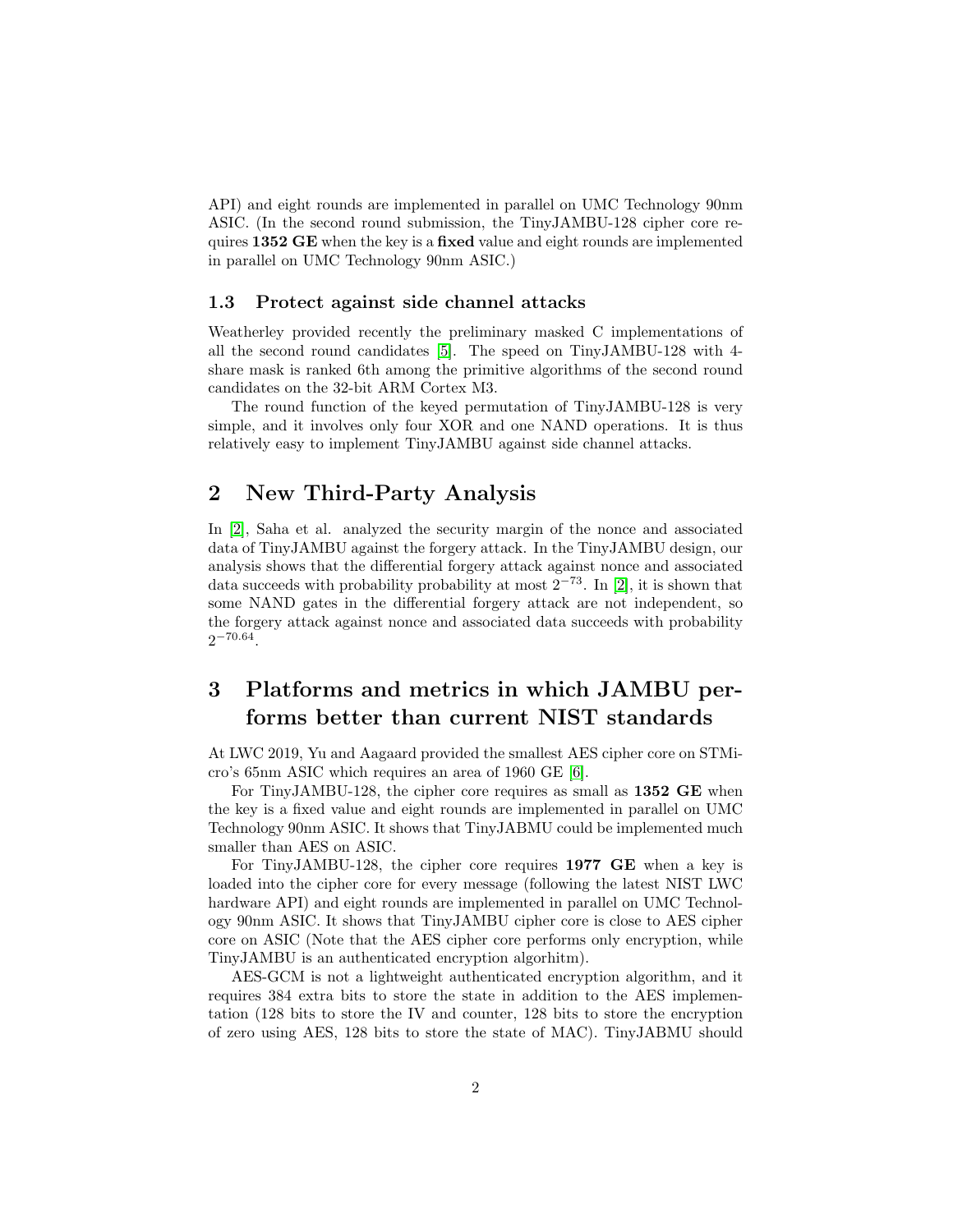API) and eight rounds are implemented in parallel on UMC Technology 90nm ASIC. (In the second round submission, the TinyJAMBU-128 cipher core requires **1352 GE** when the key is a **fixed** value and eight rounds are implemented in parallel on UMC Technology 90nm ASIC.)

### 1.3 Protect against side channel attacks

Weatherley provided recently the preliminary masked C implementations of all the second round candidates [5]. The speed on TinyJAMBU-128 with 4-share mask is ranked 6th among the primitive algorithms of the second round candidates on the 32-bit ARM Cortex M3.

The round function of the keyed permutation of TinyJAMBU-128 is very simple, and it involves only four XOR and one NAND operations. It is thus relatively easy to implement TinyJAMBU against side channel attacks.

## 2 New Third-Party Analysis

In [2], Saha et al. analyzed the security margin of the nonce and associated data of TinyJAMBU against the forgery attack. In the TinyJAMBU design, our analysis shows that the differential forgery attack against nonce and associated data succeeds with probability probability at most $2^{-73}$. In [2], it is shown that some NAND gates in the differential forgery attack are not independent, so the forgery attack against nonce and associated data succeeds with probability $2^{-70.64}$.

## 3 Platforms and metrics in which JAMBU performs better than current NIST standards

At LWC 2019, Yu and Aagaard provided the smallest AES cipher core on STMicro's 65nm ASIC which requires an area of 1960 GE [6].

For TinyJAMBU-128, the cipher core requires as small as **1352 GE** when the key is a fixed value and eight rounds are implemented in parallel on UMC Technology 90nm ASIC. It shows that TinyJABMU could be implemented much smaller than AES on ASIC.

For TinyJAMBU-128, the cipher core requires **1977 GE** when a key is loaded into the cipher core for every message (following the latest NIST LWC hardware API) and eight rounds are implemented in parallel on UMC Technology 90nm ASIC. It shows that TinyJAMBU cipher core is close to AES cipher core on ASIC (Note that the AES cipher core performs only encryption, while TinyJAMBU is an authenticated encryption algorhitm).

AES-GCM is not a lightweight authenticated encryption algorithm, and it requires 384 extra bits to store the state in addition to the AES implementation (128 bits to store the IV and counter, 128 bits to store the encryption of zero using AES, 128 bits to store the state of MAC). TinyJABMU should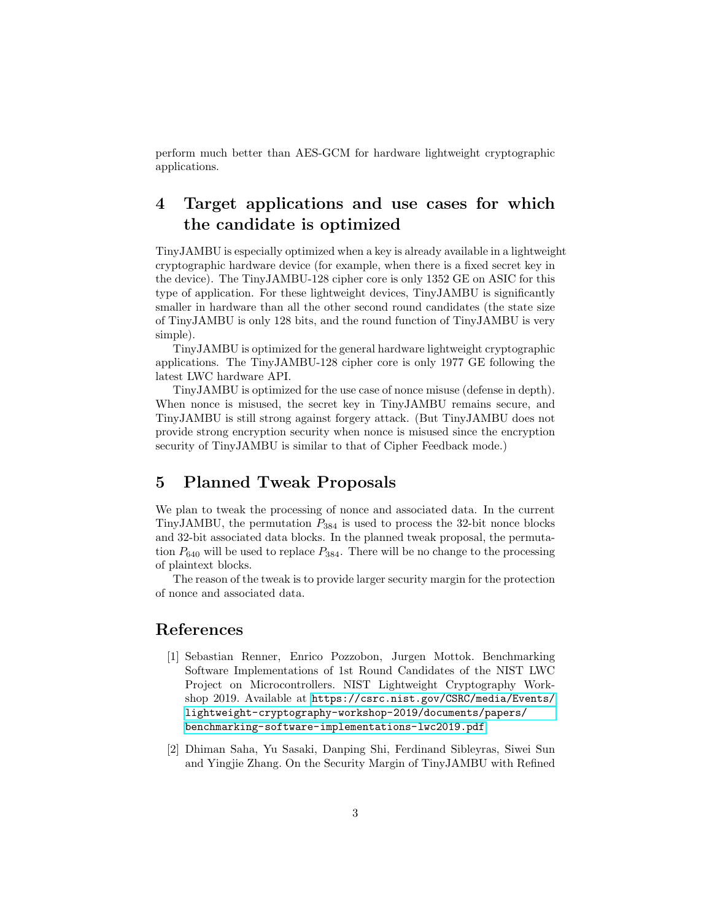perform much better than AES-GCM for hardware lightweight cryptographic applications.

# 4 Target applications and use cases for which the candidate is optimized

TinyJAMBU is especially optimized when a key is already available in a lightweight cryptographic hardware device (for example, when there is a fixed secret key in the device). The TinyJAMBU-128 cipher core is only 1352 GE on ASIC for this type of application. For these lightweight devices, TinyJAMBU is significantly smaller in hardware than all the other second round candidates (the state size of TinyJAMBU is only 128 bits, and the round function of TinyJAMBU is very simple).

TinyJAMBU is optimized for the general hardware lightweight cryptographic applications. The TinyJAMBU-128 cipher core is only 1977 GE following the latest LWC hardware API.

TinyJAMBU is optimized for the use case of nonce misuse (defense in depth). When nonce is misused, the secret key in TinyJAMBU remains secure, and TinyJAMBU is still strong against forgery attack. (But TinyJAMBU does not provide strong encryption security when nonce is misused since the encryption security of TinyJAMBU is similar to that of Cipher Feedback mode.)

# 5 Planned Tweak Proposals

We plan to tweak the processing of nonce and associated data. In the current TinyJAMBU, the permutation $P_{384}$ is used to process the 32-bit nonce blocks and 32-bit associated data blocks. In the planned tweak proposal, the permutation $P_{640}$ will be used to replace $P_{384}$. There will be no change to the processing of plaintext blocks.

The reason of the tweak is to provide larger security margin for the protection of nonce and associated data.

# References

[1] Sebastian Renner, Enrico Pozzobon, Jurgen Mottok. Benchmarking Software Implementations of 1st Round Candidates of the NIST LWC Project on Microcontrollers. NIST Lightweight Cryptography Workshop 2019. Available at https://csrc.nist.gov/CSRC/media/Events/lightweight-cryptography-workshop-2019/documents/papers/benchmarking-software-implementations-lwc2019.pdf

[2] Dhiman Saha, Yu Sasaki, Danping Shi, Ferdinand Sibleyras, Siwei Sun and Yingjie Zhang. On the Security Margin of TinyJAMBU with Refined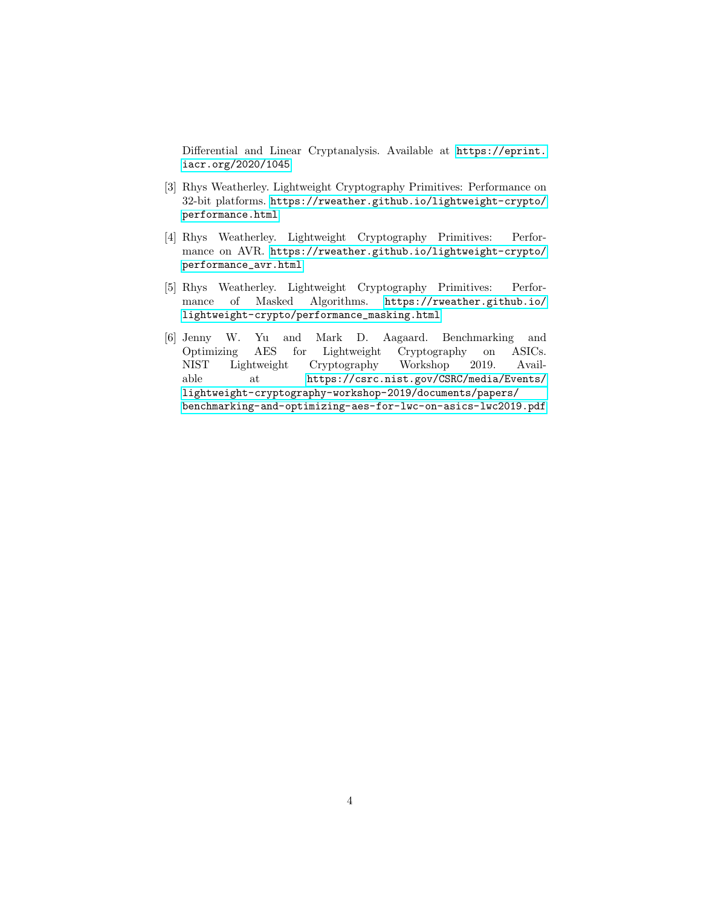Differential and Linear Cryptanalysis. Available at https://eprint.iacr.org/2020/1045

[3] Rhys Weatherley. Lightweight Cryptography Primitives: Performance on 32-bit platforms. https://rweather.github.io/lightweight-crypto/performance.html

[4] Rhys Weatherley. Lightweight Cryptography Primitives: Performance on AVR. https://rweather.github.io/lightweight-crypto/performance_avr.html

[5] Rhys Weatherley. Lightweight Cryptography Primitives: Performance of Masked Algorithms. https://rweather.github.io/lightweight-crypto/performance_masking.html

[6] Jenny W. Yu and Mark D. Aagaard. Benchmarking and Optimizing AES for Lightweight Cryptography on ASICs. NIST Lightweight Cryptography Workshop 2019. Available at https://csrc.nist.gov/CSRC/media/Events/lightweight-cryptography-workshop-2019/documents/papers/benchmarking-and-optimizing-aes-for-lwc-on-asics-lwc2019.pdf